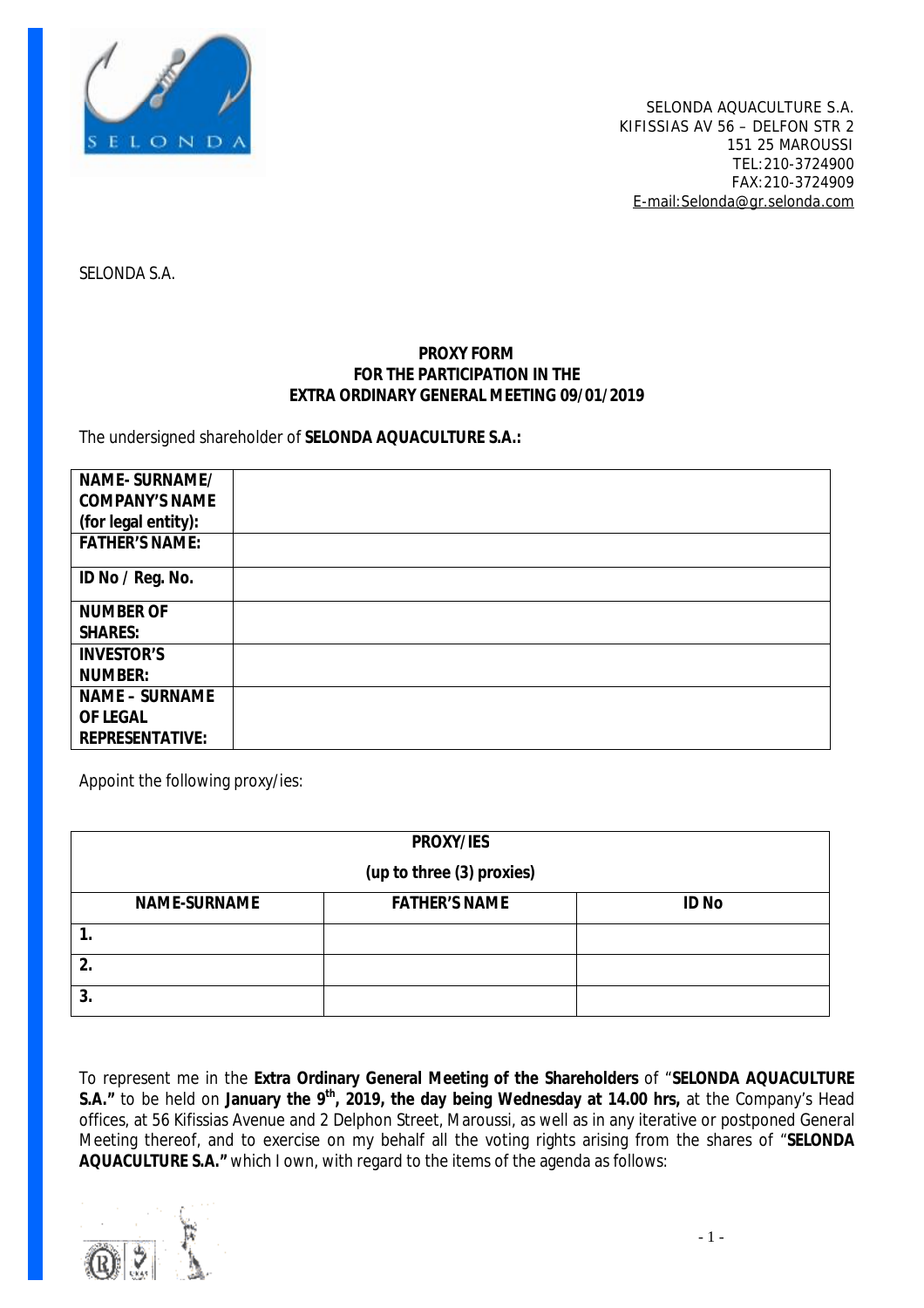SELONDA AQUACULTURE S.A.
KIFISSIAS AV 56 – DELFON STR 2
151 25 MAROUSSI
TEL:210-3724900
FAX:210-3724909
E-mail:Selonda@gr.selonda.com

SELONDA S.A.

**PROXY FORM**
**FOR THE PARTICIPATION IN THE**
**EXTRA ORDINARY GENERAL MEETING 09/01/2019**

The undersigned shareholder of **SELONDA AQUACULTURE S.A.:**

| | |
|---|---|
| **NAME- SURNAME/ COMPANY'S NAME (for legal entity):** | |
| **FATHER'S NAME:** | |
| **ID No / Reg. No.** | |
| **NUMBER OF SHARES:** | |
| **INVESTOR'S NUMBER:** | |
| **NAME – SURNAME OF LEGAL REPRESENTATIVE:** | |

Appoint the following proxy/ies:

| **PROXY/IES (up to three (3) proxies)** | | |
|---|---|---|
| **NAME-SURNAME** | **FATHER'S NAME** | **ID No** |
| **1.** | | |
| **2.** | | |
| **3.** | | |

To represent me in the **Extra Ordinary General Meeting of the Shareholders** of "**SELONDA AQUACULTURE S.A."** to be held on **January the 9th, 2019, the day being Wednesday at 14.00 hrs,** at the Company's Head offices, at 56 Kifissias Avenue and 2 Delphon Street, Maroussi, as well as in any iterative or postponed General Meeting thereof, and to exercise on my behalf all the voting rights arising from the shares of "**SELONDA AQUACULTURE S.A."** which I own, with regard to the items of the agenda as follows: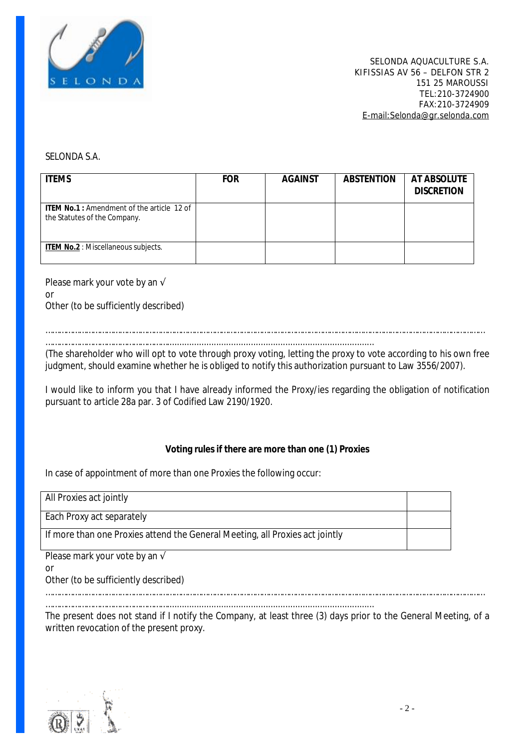SELONDA AQUACULTURE S.A.
KIFISSIAS AV 56 – DELFON STR 2
151 25 MAROUSSI
TEL:210-3724900
FAX:210-3724909
E-mail:Selonda@gr.selonda.com

SELONDA S.A.

| ITEMS | FOR | AGAINST | ABSTENTION | AT ABSOLUTE DISCRETION |
|---|---|---|---|---|
| **ITEM No.1 :** Amendment of the article 12 of the Statutes of the Company. | | | | |
| **ITEM No.2** : Miscellaneous subjects. | | | | |

Please mark your vote by an √
or
Other (to be sufficiently described)

………………………………………………………………………………………………………………………………………………
……………………………………………………………………………………………………………

(The shareholder who will opt to vote through proxy voting, letting the proxy to vote according to his own free judgment, should examine whether he is obliged to notify this authorization pursuant to Law 3556/2007).

I would like to inform you that I have already informed the Proxy/ies regarding the obligation of notification pursuant to article 28a par. 3 of Codified Law 2190/1920.

**Voting rules if there are more than one (1) Proxies**

In case of appointment of more than one Proxies the following occur:

| | |
|---|---|
| All Proxies act jointly | |
| Each Proxy act separately | |
| If more than one Proxies attend the General Meeting, all Proxies act jointly | |

Please mark your vote by an √
or
Other (to be sufficiently described)

………………………………………………………………………………………………………………………………………………
……………………………………………………………………………………………………………

The present does not stand if I notify the Company, at least three (3) days prior to the General Meeting, of a written revocation of the present proxy.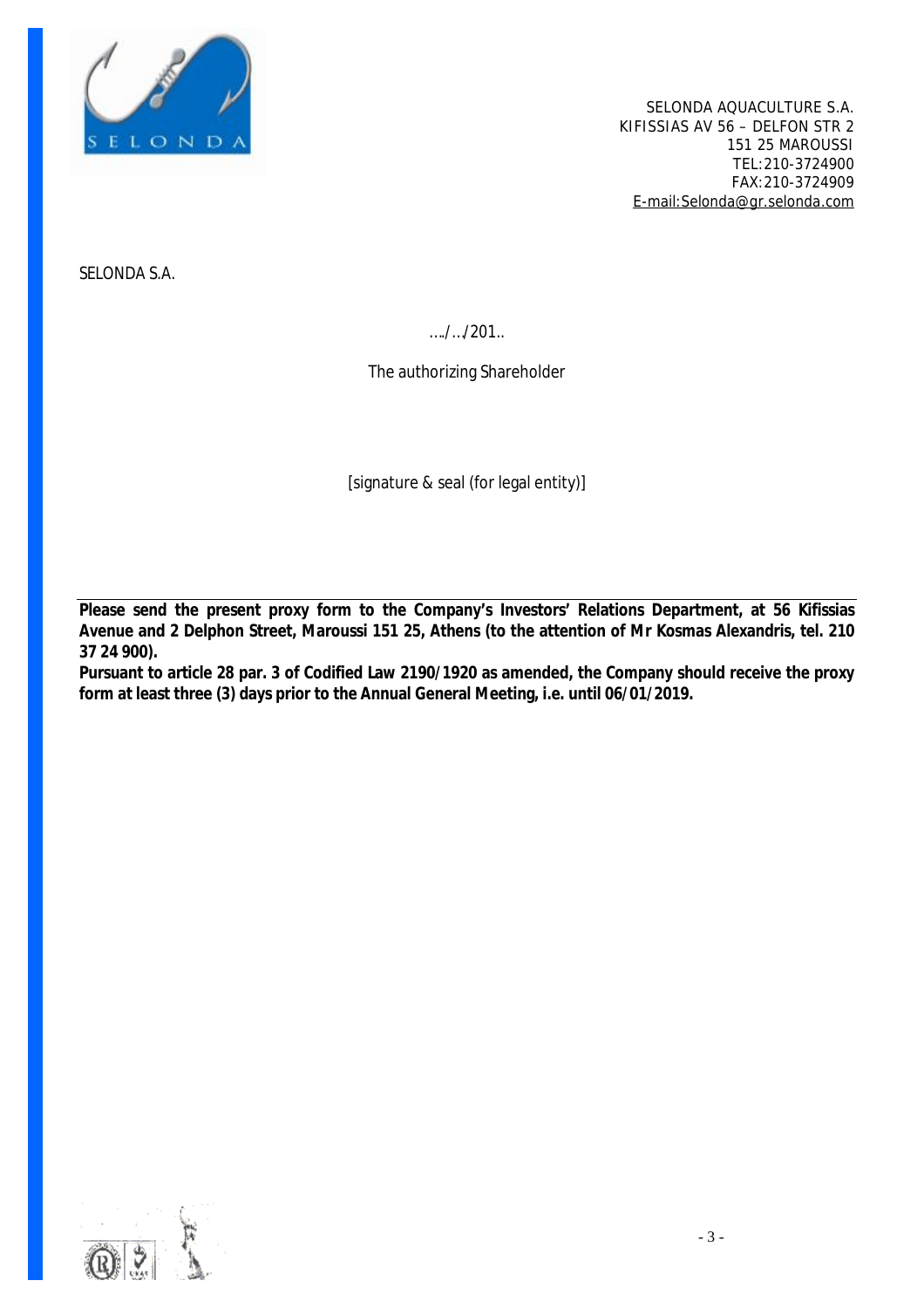SELONDA AQUACULTURE S.A.
KIFISSIAS AV 56 – DELFON STR 2
151 25 MAROUSSI
TEL:210-3724900
FAX:210-3724909
E-mail:Selonda@gr.selonda.com

SELONDA S.A.

…./…/201..

The authorizing Shareholder

[signature & seal (for legal entity)]

---

**Please send the present proxy form to the Company's Investors' Relations Department, at 56 Kifissias Avenue and 2 Delphon Street, Maroussi 151 25, Athens (to the attention of Mr Kosmas Alexandris, tel. 210 37 24 900).**

**Pursuant to article 28 par. 3 of Codified Law 2190/1920 as amended, the Company should receive the proxy form at least three (3) days prior to the Annual General Meeting, i.e. until 06/01/2019.**